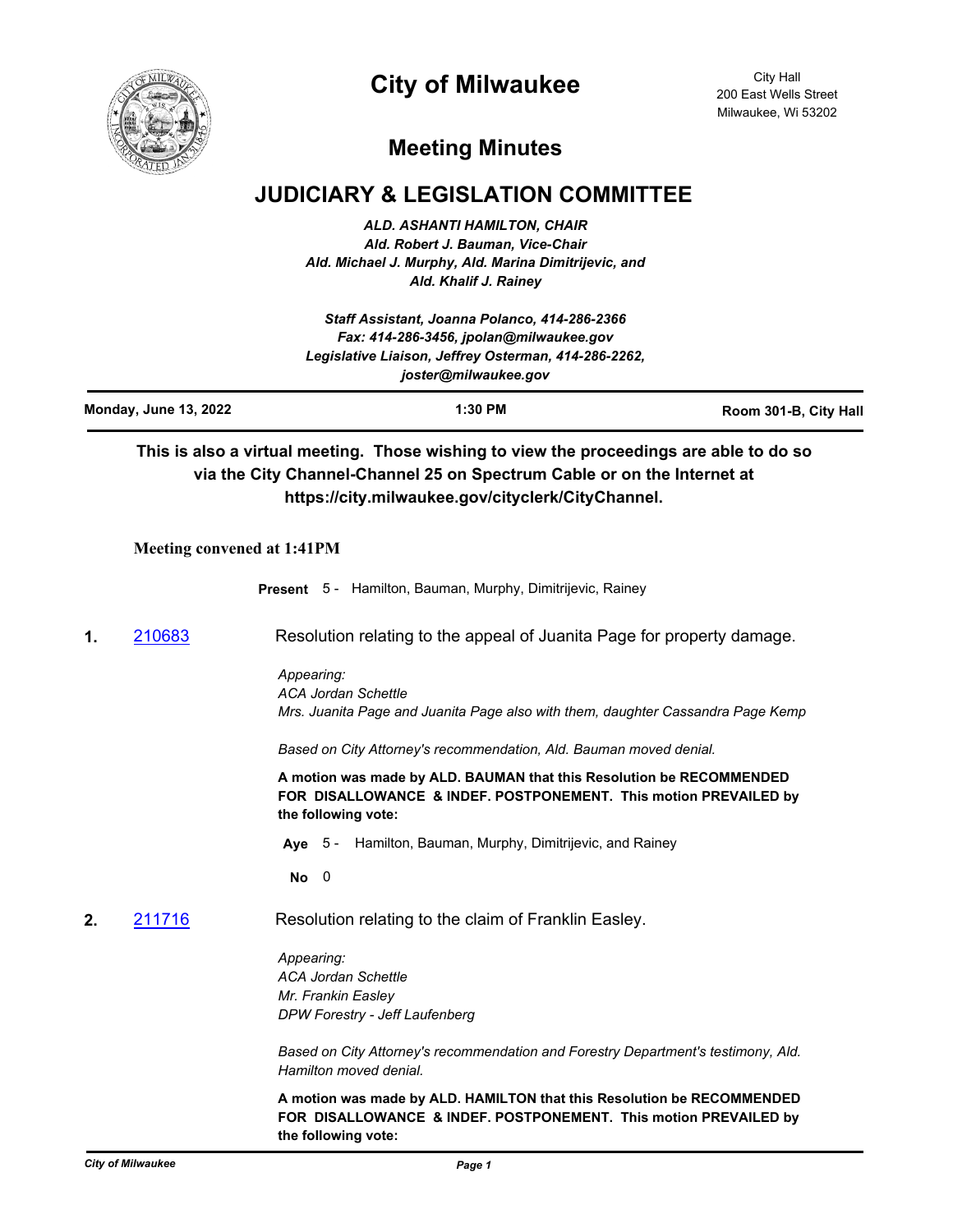# City of Milwaukee

City Hall
200 East Wells Street
Milwaukee, Wi 53202

## Meeting Minutes

## JUDICIARY & LEGISLATION COMMITTEE

*ALD. ASHANTI HAMILTON, CHAIR*
*Ald. Robert J. Bauman, Vice-Chair*
*Ald. Michael J. Murphy, Ald. Marina Dimitrijevic, and*
*Ald. Khalif J. Rainey*

*Staff Assistant, Joanna Polanco, 414-286-2366*
*Fax: 414-286-3456, jpolan@milwaukee.gov*
*Legislative Liaison, Jeffrey Osterman, 414-286-2262,*
*joster@milwaukee.gov*

**Monday, June 13, 2022** | **1:30 PM** | **Room 301-B, City Hall**

**This is also a virtual meeting. Those wishing to view the proceedings are able to do so via the City Channel-Channel 25 on Spectrum Cable or on the Internet at https://city.milwaukee.gov/cityclerk/CityChannel.**

**Meeting convened at 1:41PM**

**Present** 5 - Hamilton, Bauman, Murphy, Dimitrijevic, Rainey

**1.** 210683 Resolution relating to the appeal of Juanita Page for property damage.

*Appearing:*
*ACA Jordan Schettle*
*Mrs. Juanita Page and Juanita Page also with them, daughter Cassandra Page Kemp*

*Based on City Attorney's recommendation, Ald. Bauman moved denial.*

**A motion was made by ALD. BAUMAN that this Resolution be RECOMMENDED FOR DISALLOWANCE & INDEF. POSTPONEMENT. This motion PREVAILED by the following vote:**

**Aye** 5 - Hamilton, Bauman, Murphy, Dimitrijevic, and Rainey

**No** 0

**2.** 211716 Resolution relating to the claim of Franklin Easley.

*Appearing:*
*ACA Jordan Schettle*
*Mr. Frankin Easley*
*DPW Forestry - Jeff Laufenberg*

*Based on City Attorney's recommendation and Forestry Department's testimony, Ald. Hamilton moved denial.*

**A motion was made by ALD. HAMILTON that this Resolution be RECOMMENDED FOR DISALLOWANCE & INDEF. POSTPONEMENT. This motion PREVAILED by the following vote:**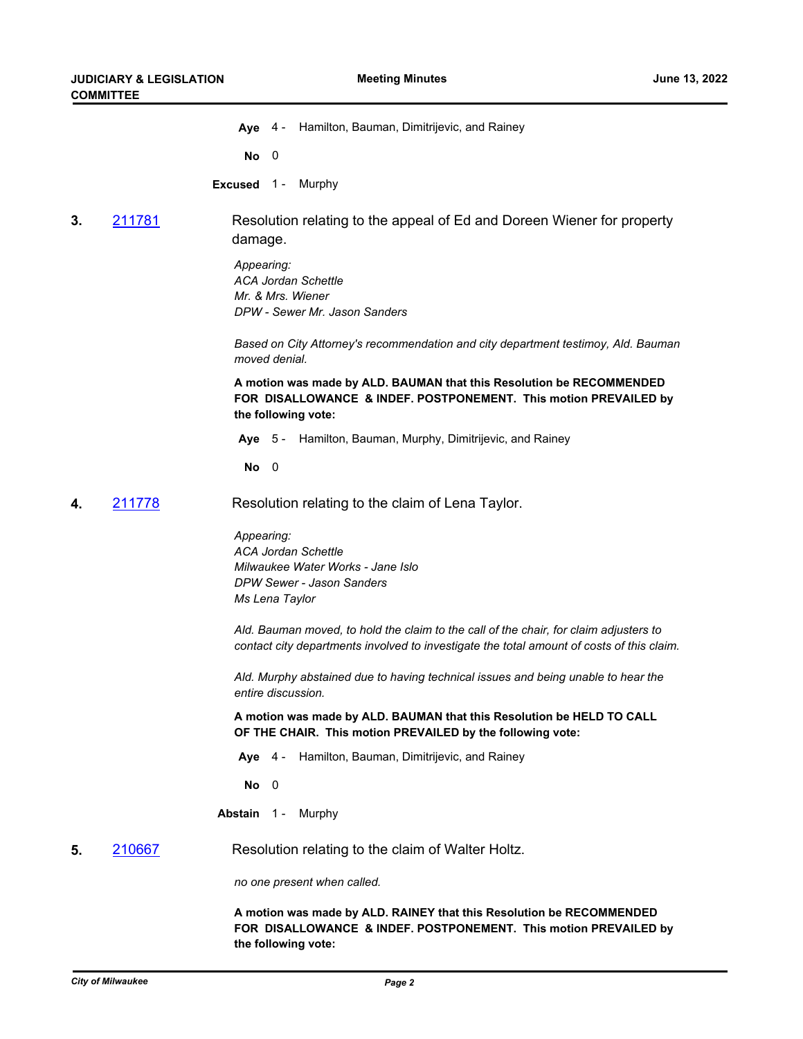**Aye** 4 - Hamilton, Bauman, Dimitrijevic, and Rainey

**No** 0

**Excused** 1 - Murphy

**3.** [211781] Resolution relating to the appeal of Ed and Doreen Wiener for property damage.

*Appearing:*
*ACA Jordan Schettle*
*Mr. & Mrs. Wiener*
*DPW - Sewer Mr. Jason Sanders*

*Based on City Attorney's recommendation and city department testimoy, Ald. Bauman moved denial.*

**A motion was made by ALD. BAUMAN that this Resolution be RECOMMENDED FOR DISALLOWANCE & INDEF. POSTPONEMENT. This motion PREVAILED by the following vote:**

**Aye** 5 - Hamilton, Bauman, Murphy, Dimitrijevic, and Rainey

**No** 0

**4.** [211778] Resolution relating to the claim of Lena Taylor.

*Appearing:*
*ACA Jordan Schettle*
*Milwaukee Water Works - Jane Islo*
*DPW Sewer - Jason Sanders*
*Ms Lena Taylor*

*Ald. Bauman moved, to hold the claim to the call of the chair, for claim adjusters to contact city departments involved to investigate the total amount of costs of this claim.*

*Ald. Murphy abstained due to having technical issues and being unable to hear the entire discussion.*

**A motion was made by ALD. BAUMAN that this Resolution be HELD TO CALL OF THE CHAIR. This motion PREVAILED by the following vote:**

**Aye** 4 - Hamilton, Bauman, Dimitrijevic, and Rainey

**No** 0

**Abstain** 1 - Murphy

**5.** [210667] Resolution relating to the claim of Walter Holtz.

*no one present when called.*

**A motion was made by ALD. RAINEY that this Resolution be RECOMMENDED FOR DISALLOWANCE & INDEF. POSTPONEMENT. This motion PREVAILED by the following vote:**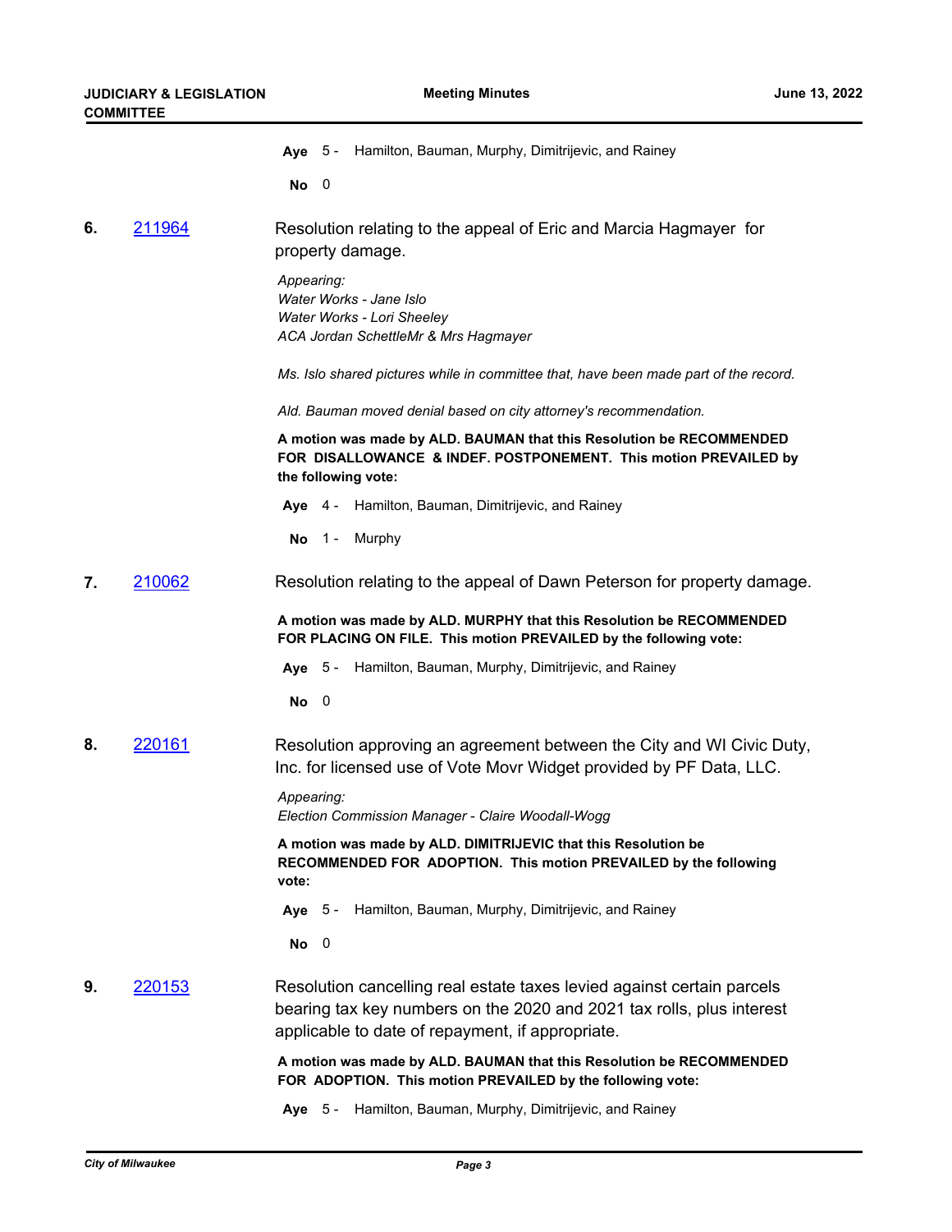**Aye** 5 - Hamilton, Bauman, Murphy, Dimitrijevic, and Rainey

**No** 0

**6.** 211964

Resolution relating to the appeal of Eric and Marcia Hagmayer for property damage.

*Appearing:*
*Water Works - Jane Islo*
*Water Works - Lori Sheeley*
*ACA Jordan SchettleMr & Mrs Hagmayer*

*Ms. Islo shared pictures while in committee that, have been made part of the record.*

*Ald. Bauman moved denial based on city attorney's recommendation.*

**A motion was made by ALD. BAUMAN that this Resolution be RECOMMENDED FOR DISALLOWANCE & INDEF. POSTPONEMENT. This motion PREVAILED by the following vote:**

**Aye** 4 - Hamilton, Bauman, Dimitrijevic, and Rainey

**No** 1 - Murphy

**7.** 210062

Resolution relating to the appeal of Dawn Peterson for property damage.

**A motion was made by ALD. MURPHY that this Resolution be RECOMMENDED FOR PLACING ON FILE. This motion PREVAILED by the following vote:**

**Aye** 5 - Hamilton, Bauman, Murphy, Dimitrijevic, and Rainey

**No** 0

**8.** 220161

Resolution approving an agreement between the City and WI Civic Duty, Inc. for licensed use of Vote Movr Widget provided by PF Data, LLC.

*Appearing:*
*Election Commission Manager - Claire Woodall-Wogg*

**A motion was made by ALD. DIMITRIJEVIC that this Resolution be RECOMMENDED FOR ADOPTION. This motion PREVAILED by the following vote:**

**Aye** 5 - Hamilton, Bauman, Murphy, Dimitrijevic, and Rainey

**No** 0

**9.** 220153

Resolution cancelling real estate taxes levied against certain parcels bearing tax key numbers on the 2020 and 2021 tax rolls, plus interest applicable to date of repayment, if appropriate.

**A motion was made by ALD. BAUMAN that this Resolution be RECOMMENDED FOR ADOPTION. This motion PREVAILED by the following vote:**

**Aye** 5 - Hamilton, Bauman, Murphy, Dimitrijevic, and Rainey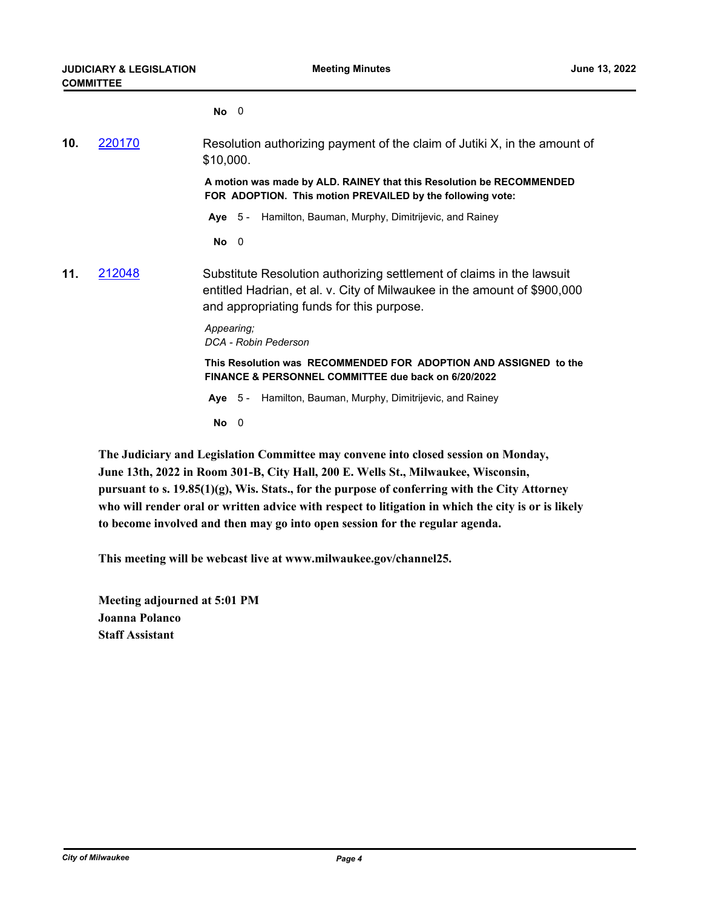**No** 0

**10.** [220170]

Resolution authorizing payment of the claim of Jutiki X, in the amount of $10,000.

**A motion was made by ALD. RAINEY that this Resolution be RECOMMENDED FOR ADOPTION. This motion PREVAILED by the following vote:**

**Aye** 5 - Hamilton, Bauman, Murphy, Dimitrijevic, and Rainey

**No** 0

**11.** [212048]

Substitute Resolution authorizing settlement of claims in the lawsuit entitled Hadrian, et al. v. City of Milwaukee in the amount of $900,000 and appropriating funds for this purpose.

*Appearing;*
*DCA - Robin Pederson*

**This Resolution was RECOMMENDED FOR ADOPTION AND ASSIGNED to the FINANCE & PERSONNEL COMMITTEE due back on 6/20/2022**

**Aye** 5 - Hamilton, Bauman, Murphy, Dimitrijevic, and Rainey

**No** 0

**The Judiciary and Legislation Committee may convene into closed session on Monday, June 13th, 2022 in Room 301-B, City Hall, 200 E. Wells St., Milwaukee, Wisconsin, pursuant to s. 19.85(1)(g), Wis. Stats., for the purpose of conferring with the City Attorney who will render oral or written advice with respect to litigation in which the city is or is likely to become involved and then may go into open session for the regular agenda.**

**This meeting will be webcast live at www.milwaukee.gov/channel25.**

**Meeting adjourned at 5:01 PM**
**Joanna Polanco**
**Staff Assistant**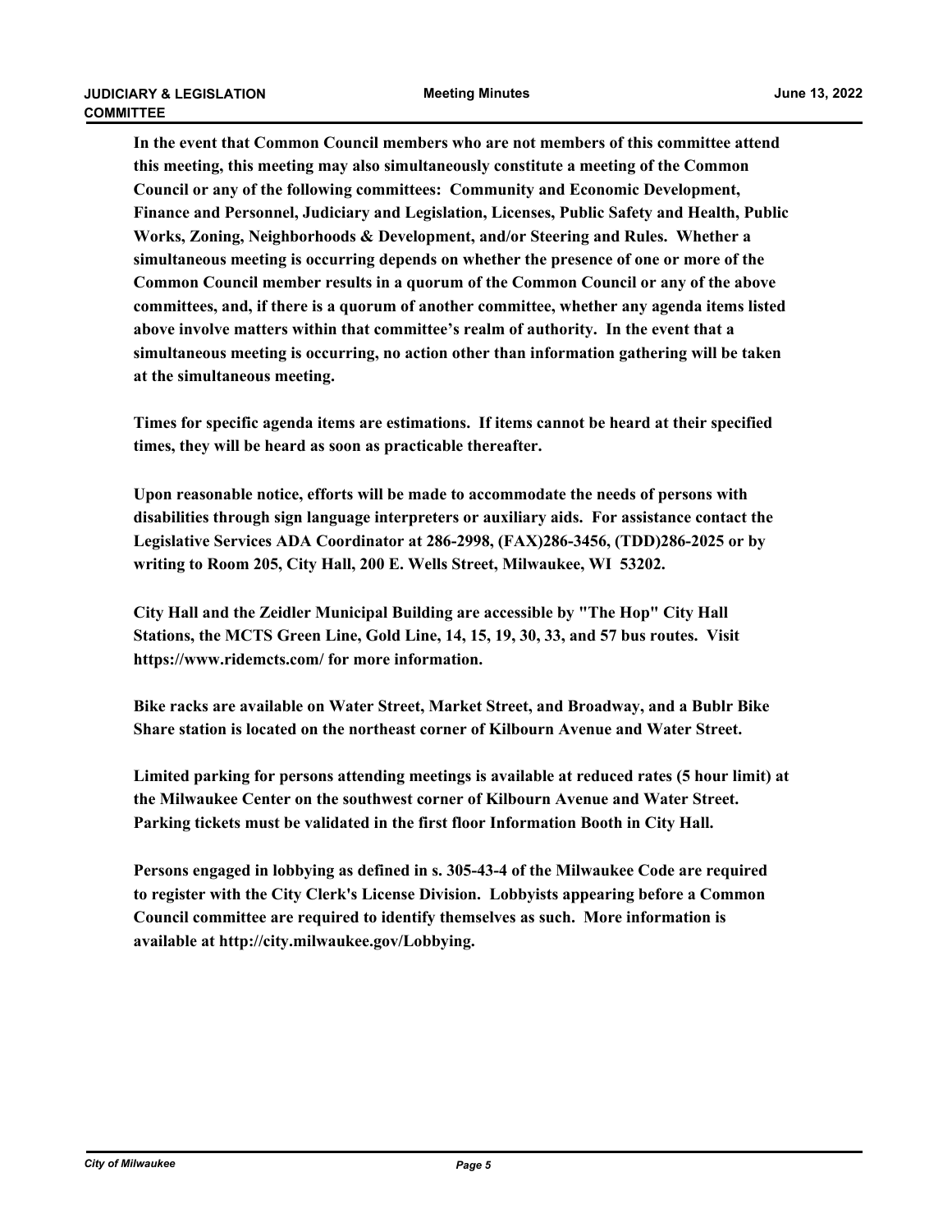**In the event that Common Council members who are not members of this committee attend this meeting, this meeting may also simultaneously constitute a meeting of the Common Council or any of the following committees: Community and Economic Development, Finance and Personnel, Judiciary and Legislation, Licenses, Public Safety and Health, Public Works, Zoning, Neighborhoods & Development, and/or Steering and Rules. Whether a simultaneous meeting is occurring depends on whether the presence of one or more of the Common Council member results in a quorum of the Common Council or any of the above committees, and, if there is a quorum of another committee, whether any agenda items listed above involve matters within that committee's realm of authority. In the event that a simultaneous meeting is occurring, no action other than information gathering will be taken at the simultaneous meeting.**

**Times for specific agenda items are estimations. If items cannot be heard at their specified times, they will be heard as soon as practicable thereafter.**

**Upon reasonable notice, efforts will be made to accommodate the needs of persons with disabilities through sign language interpreters or auxiliary aids. For assistance contact the Legislative Services ADA Coordinator at 286-2998, (FAX)286-3456, (TDD)286-2025 or by writing to Room 205, City Hall, 200 E. Wells Street, Milwaukee, WI 53202.**

**City Hall and the Zeidler Municipal Building are accessible by "The Hop" City Hall Stations, the MCTS Green Line, Gold Line, 14, 15, 19, 30, 33, and 57 bus routes. Visit https://www.ridemcts.com/ for more information.**

**Bike racks are available on Water Street, Market Street, and Broadway, and a Bublr Bike Share station is located on the northeast corner of Kilbourn Avenue and Water Street.**

**Limited parking for persons attending meetings is available at reduced rates (5 hour limit) at the Milwaukee Center on the southwest corner of Kilbourn Avenue and Water Street. Parking tickets must be validated in the first floor Information Booth in City Hall.**

**Persons engaged in lobbying as defined in s. 305-43-4 of the Milwaukee Code are required to register with the City Clerk's License Division. Lobbyists appearing before a Common Council committee are required to identify themselves as such. More information is available at http://city.milwaukee.gov/Lobbying.**